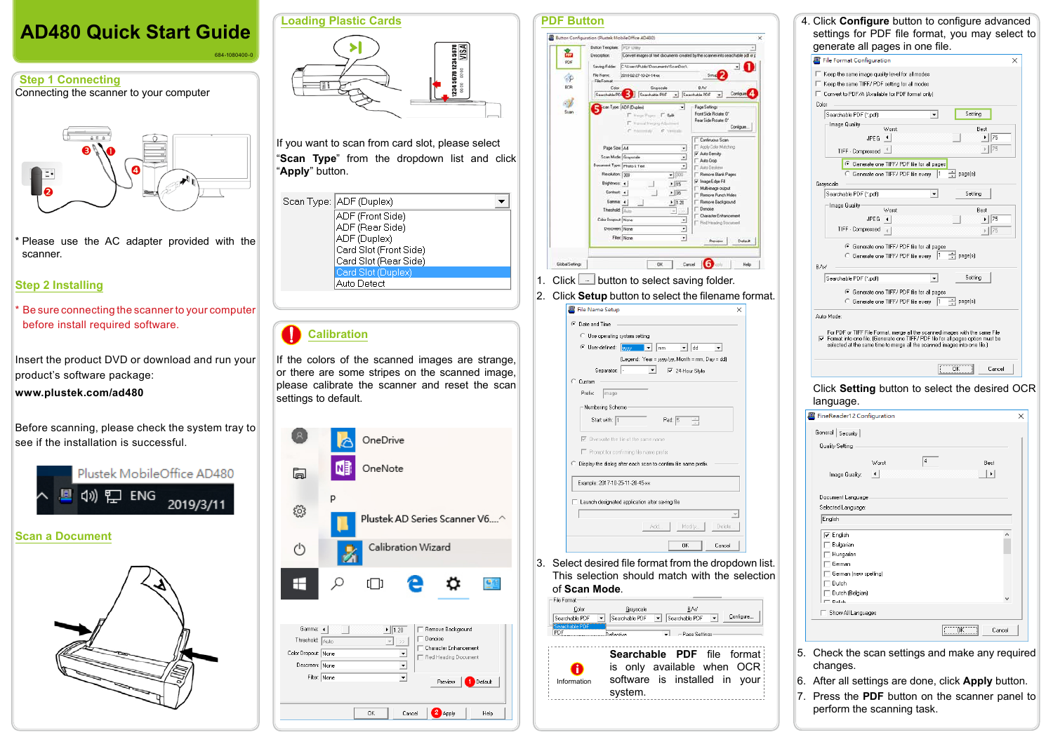# AD480 Quick Start Guide

684-1080400-0

## Step 1 Connecting

Connecting the scanner to your computer

* Please use the AC adapter provided with the scanner.

## Step 2 Installing

* Be sure connecting the scanner to your computer before install required software.

Insert the product DVD or download and run your product's software package:

**www.plustek.com/ad480**

Before scanning, please check the system tray to see if the installation is successful.

Plustek MobileOffice AD480

## Scan a Document

## Loading Plastic Cards

If you want to scan from card slot, please select "**Scan Type**" from the dropdown list and click "**Apply**" button.

Scan Type: ADF (Duplex)

- ADF (Front Side)
- ADF (Rear Side)
- ADF (Duplex)
- Card Slot (Front Side)
- Card Slot (Rear Side)
- Card Slot (Duplex)
- Auto Detect

## Calibration

If the colors of the scanned images are strange, or there are stripes on the scanned image, please calibrate the scanner and reset the scan settings to default.

OneDrive

OneNote

Plustek AD Series Scanner V6....

Calibration Wizard

## PDF Button

1. Click [...] button to select saving folder.
2. Click **Setup** button to select the filename format.
3. Select desired file format from the dropdown list. This selection should match with the selection of **Scan Mode**.

Information: **Searchable PDF** file format is only available when OCR software is installed in your system.

4. Click **Configure** button to configure advanced settings for PDF file format, you may select to generate all pages in one file.

Click **Setting** button to select the desired OCR language.

5. Check the scan settings and make any required changes.
6. After all settings are done, click **Apply** button.
7. Press the **PDF** button on the scanner panel to perform the scanning task.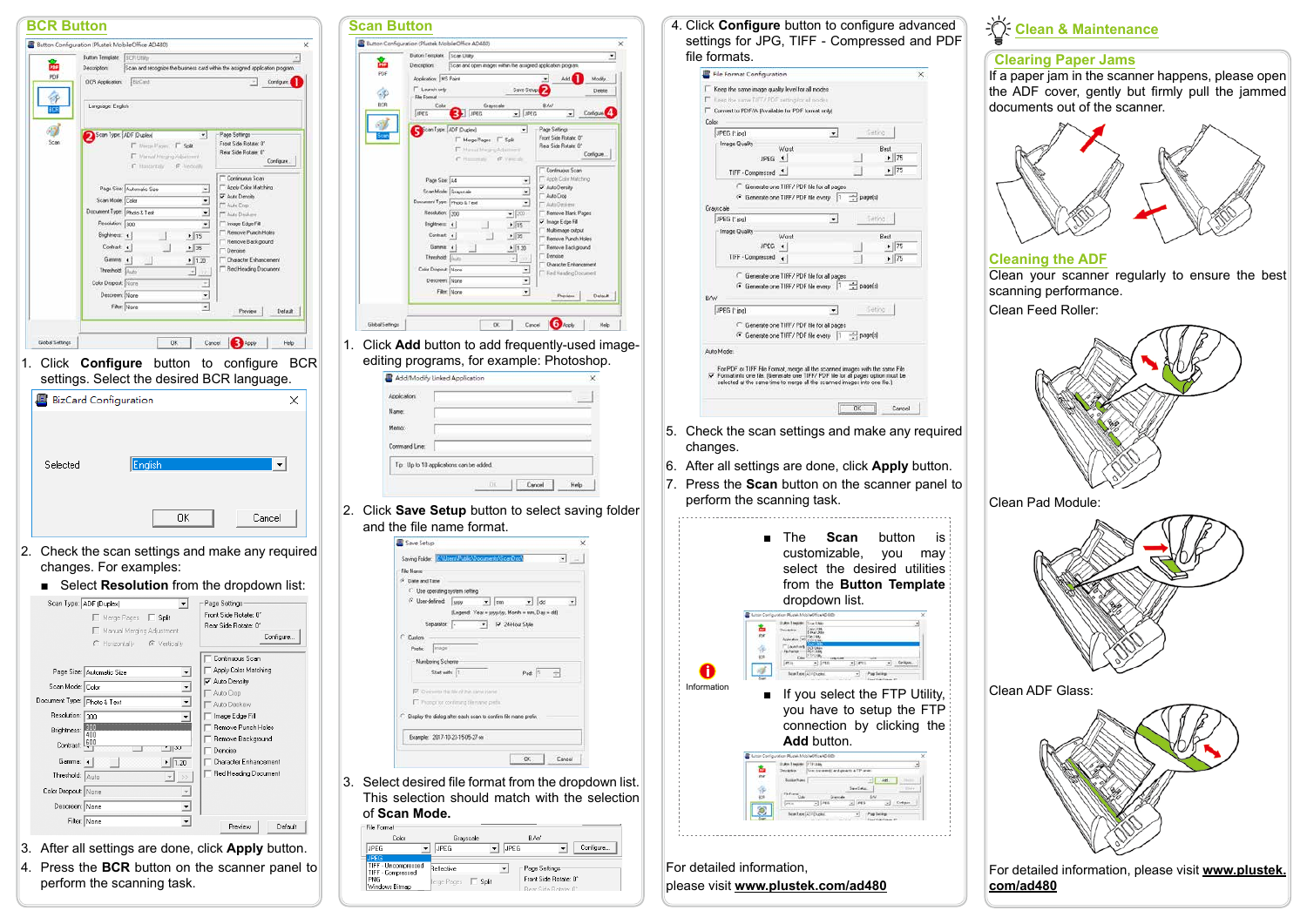## BCR Button

1. Click **Configure** button to configure BCR settings. Select the desired BCR language.

2. Check the scan settings and make any required changes. For examples:
   - Select **Resolution** from the dropdown list:

3. After all settings are done, click **Apply** button.
4. Press the **BCR** button on the scanner panel to perform the scanning task.

## Scan Button

1. Click **Add** button to add frequently-used image-editing programs, for example: Photoshop.

2. Click **Save Setup** button to select saving folder and the file name format.

3. Select desired file format from the dropdown list. This selection should match with the selection of **Scan Mode**.

4. Click **Configure** button to configure advanced settings for JPG, TIFF - Compressed and PDF file formats.

5. Check the scan settings and make any required changes.
6. After all settings are done, click **Apply** button.
7. Press the **Scan** button on the scanner panel to perform the scanning task.

Information

- The **Scan** button is customizable, you may select the desired utilities from the **Button Template** dropdown list.
- If you select the FTP Utility, you have to setup the FTP connection by clicking the **Add** button.

For detailed information, please visit **www.plustek.com/ad480**

## Clean & Maintenance

### Clearing Paper Jams

If a paper jam in the scanner happens, please open the ADF cover, gently but firmly pull the jammed documents out of the scanner.

### Cleaning the ADF

Clean your scanner regularly to ensure the best scanning performance.

Clean Feed Roller:

Clean Pad Module:

Clean ADF Glass:

For detailed information, please visit **www.plustek.com/ad480**